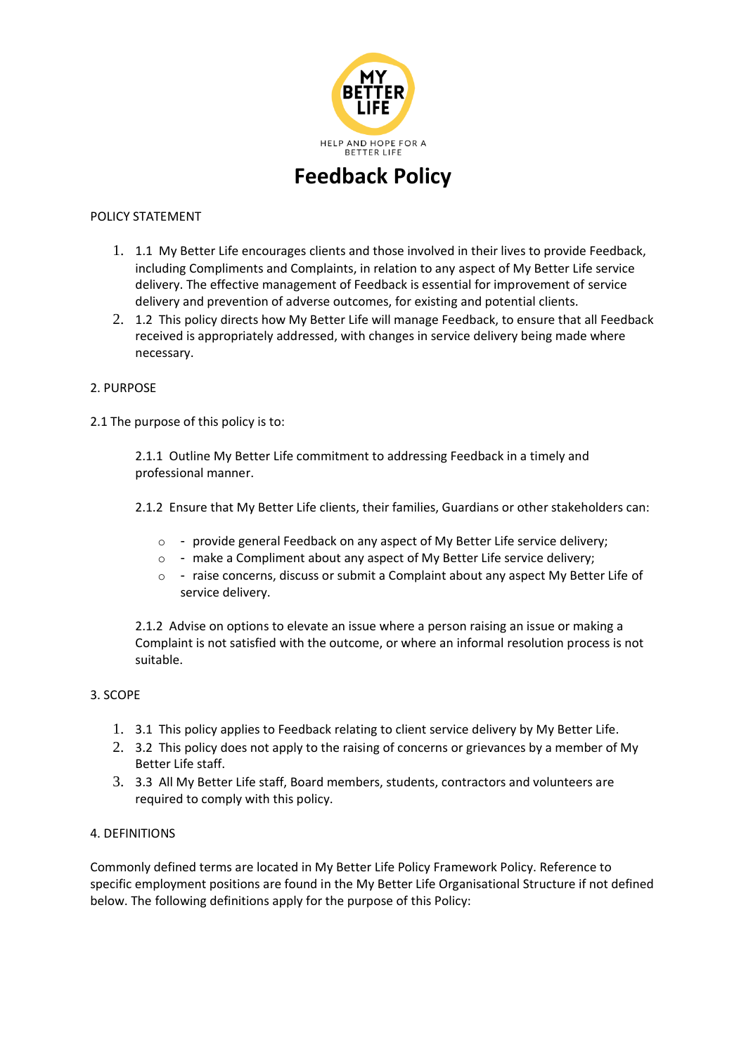MY BETTER LIFE

HELP AND HOPE FOR A BETTER LIFE

# Feedback Policy

POLICY STATEMENT

1. 1.1 My Better Life encourages clients and those involved in their lives to provide Feedback, including Compliments and Complaints, in relation to any aspect of My Better Life service delivery. The effective management of Feedback is essential for improvement of service delivery and prevention of adverse outcomes, for existing and potential clients.
2. 1.2 This policy directs how My Better Life will manage Feedback, to ensure that all Feedback received is appropriately addressed, with changes in service delivery being made where necessary.

2. PURPOSE

2.1 The purpose of this policy is to:

2.1.1 Outline My Better Life commitment to addressing Feedback in a timely and professional manner.

2.1.2 Ensure that My Better Life clients, their families, Guardians or other stakeholders can:

- - provide general Feedback on any aspect of My Better Life service delivery;
- - make a Compliment about any aspect of My Better Life service delivery;
- - raise concerns, discuss or submit a Complaint about any aspect My Better Life of service delivery.

2.1.2 Advise on options to elevate an issue where a person raising an issue or making a Complaint is not satisfied with the outcome, or where an informal resolution process is not suitable.

3. SCOPE

1. 3.1 This policy applies to Feedback relating to client service delivery by My Better Life.
2. 3.2 This policy does not apply to the raising of concerns or grievances by a member of My Better Life staff.
3. 3.3 All My Better Life staff, Board members, students, contractors and volunteers are required to comply with this policy.

4. DEFINITIONS

Commonly defined terms are located in My Better Life Policy Framework Policy. Reference to specific employment positions are found in the My Better Life Organisational Structure if not defined below. The following definitions apply for the purpose of this Policy: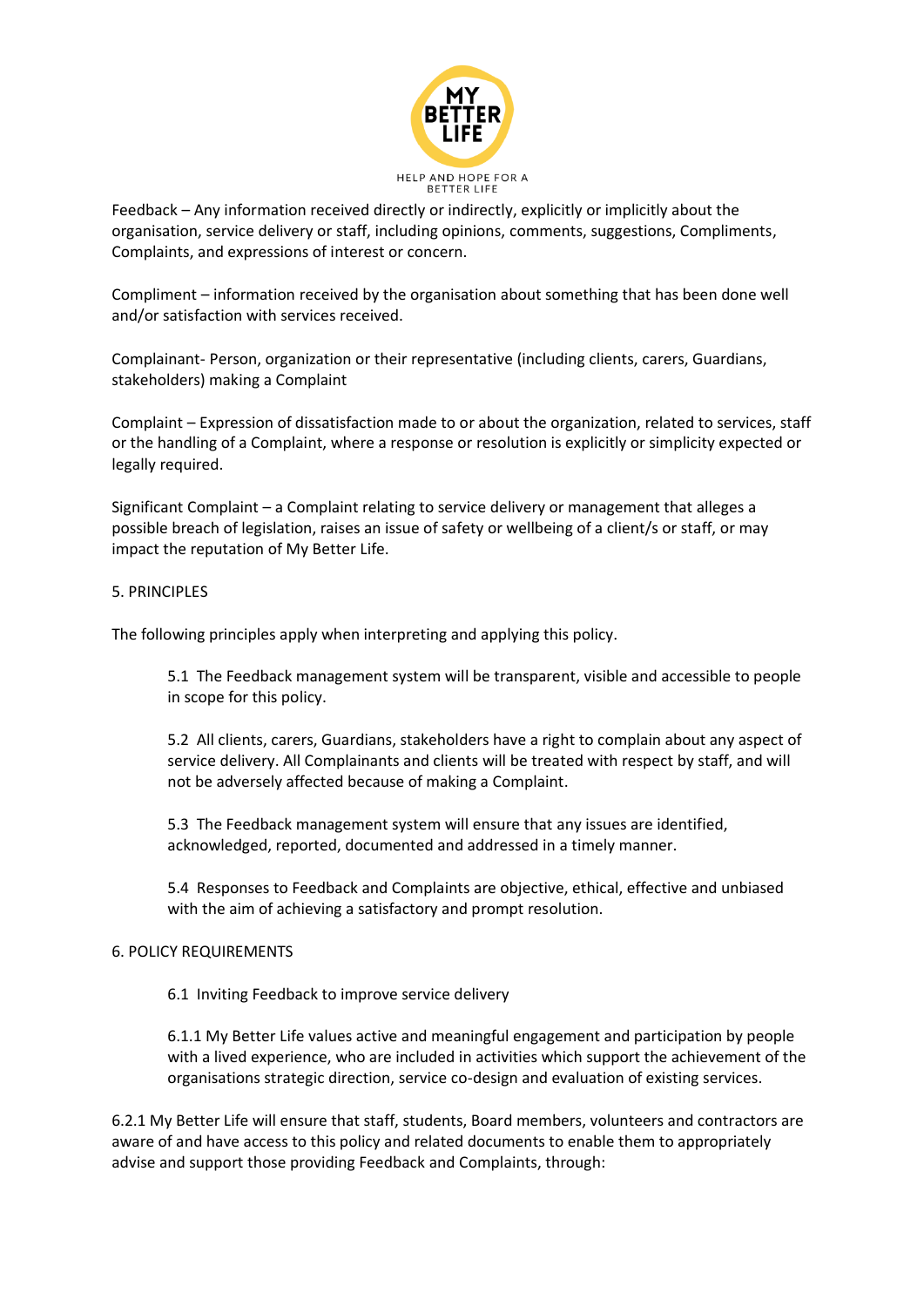Feedback – Any information received directly or indirectly, explicitly or implicitly about the organisation, service delivery or staff, including opinions, comments, suggestions, Compliments, Complaints, and expressions of interest or concern.

Compliment – information received by the organisation about something that has been done well and/or satisfaction with services received.

Complainant- Person, organization or their representative (including clients, carers, Guardians, stakeholders) making a Complaint

Complaint – Expression of dissatisfaction made to or about the organization, related to services, staff or the handling of a Complaint, where a response or resolution is explicitly or simplicity expected or legally required.

Significant Complaint – a Complaint relating to service delivery or management that alleges a possible breach of legislation, raises an issue of safety or wellbeing of a client/s or staff, or may impact the reputation of My Better Life.

## 5. PRINCIPLES

The following principles apply when interpreting and applying this policy.

5.1 The Feedback management system will be transparent, visible and accessible to people in scope for this policy.

5.2 All clients, carers, Guardians, stakeholders have a right to complain about any aspect of service delivery. All Complainants and clients will be treated with respect by staff, and will not be adversely affected because of making a Complaint.

5.3 The Feedback management system will ensure that any issues are identified, acknowledged, reported, documented and addressed in a timely manner.

5.4 Responses to Feedback and Complaints are objective, ethical, effective and unbiased with the aim of achieving a satisfactory and prompt resolution.

## 6. POLICY REQUIREMENTS

### 6.1 Inviting Feedback to improve service delivery

6.1.1 My Better Life values active and meaningful engagement and participation by people with a lived experience, who are included in activities which support the achievement of the organisations strategic direction, service co-design and evaluation of existing services.

6.2.1 My Better Life will ensure that staff, students, Board members, volunteers and contractors are aware of and have access to this policy and related documents to enable them to appropriately advise and support those providing Feedback and Complaints, through: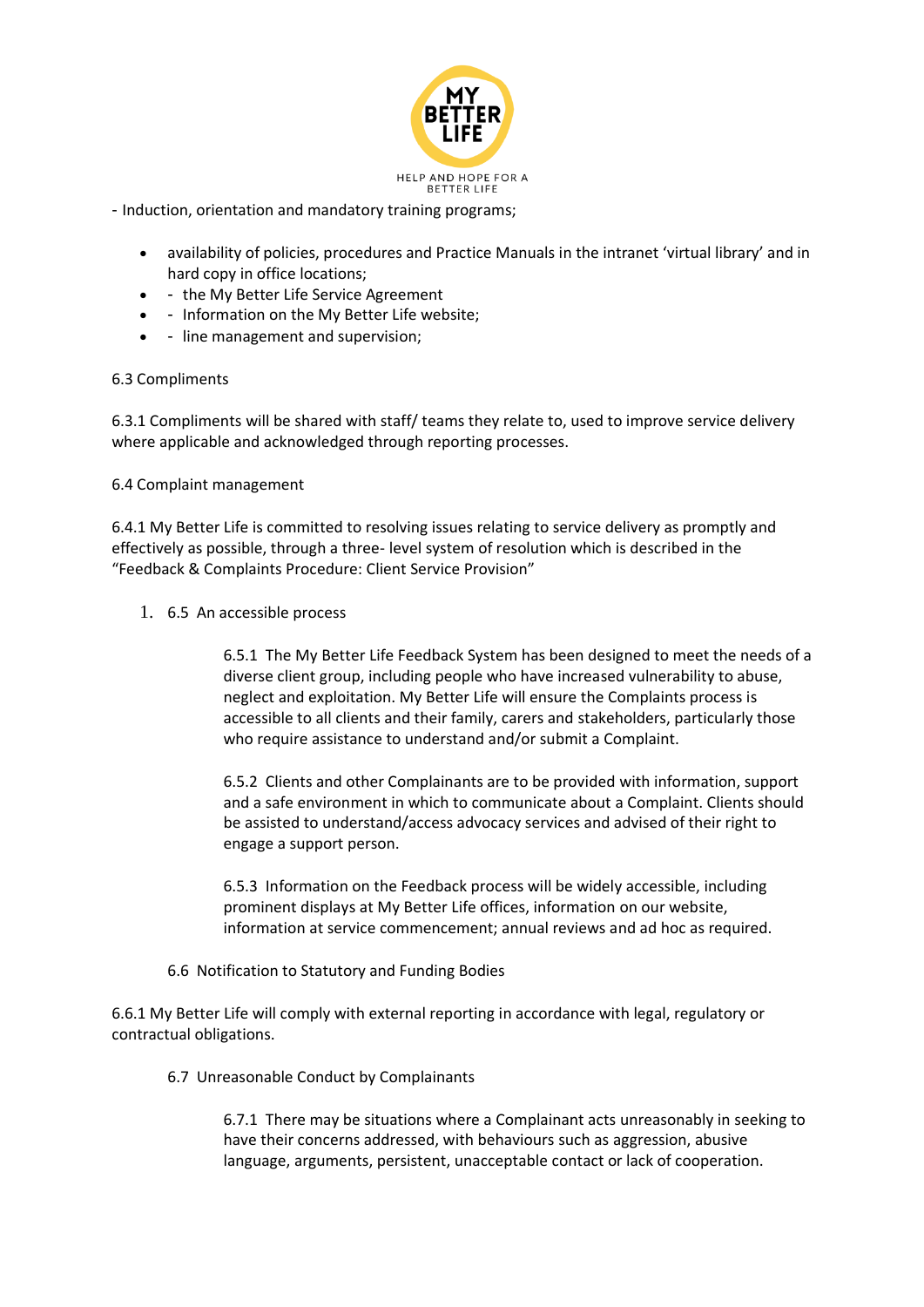- Induction, orientation and mandatory training programs;

- availability of policies, procedures and Practice Manuals in the intranet 'virtual library' and in hard copy in office locations;
- - the My Better Life Service Agreement
- - Information on the My Better Life website;
- - line management and supervision;

6.3 Compliments

6.3.1 Compliments will be shared with staff/ teams they relate to, used to improve service delivery where applicable and acknowledged through reporting processes.

6.4 Complaint management

6.4.1 My Better Life is committed to resolving issues relating to service delivery as promptly and effectively as possible, through a three- level system of resolution which is described in the "Feedback & Complaints Procedure: Client Service Provision"

1. 6.5 An accessible process

   6.5.1 The My Better Life Feedback System has been designed to meet the needs of a diverse client group, including people who have increased vulnerability to abuse, neglect and exploitation. My Better Life will ensure the Complaints process is accessible to all clients and their family, carers and stakeholders, particularly those who require assistance to understand and/or submit a Complaint.

   6.5.2 Clients and other Complainants are to be provided with information, support and a safe environment in which to communicate about a Complaint. Clients should be assisted to understand/access advocacy services and advised of their right to engage a support person.

   6.5.3 Information on the Feedback process will be widely accessible, including prominent displays at My Better Life offices, information on our website, information at service commencement; annual reviews and ad hoc as required.

6.6 Notification to Statutory and Funding Bodies

6.6.1 My Better Life will comply with external reporting in accordance with legal, regulatory or contractual obligations.

6.7 Unreasonable Conduct by Complainants

6.7.1 There may be situations where a Complainant acts unreasonably in seeking to have their concerns addressed, with behaviours such as aggression, abusive language, arguments, persistent, unacceptable contact or lack of cooperation.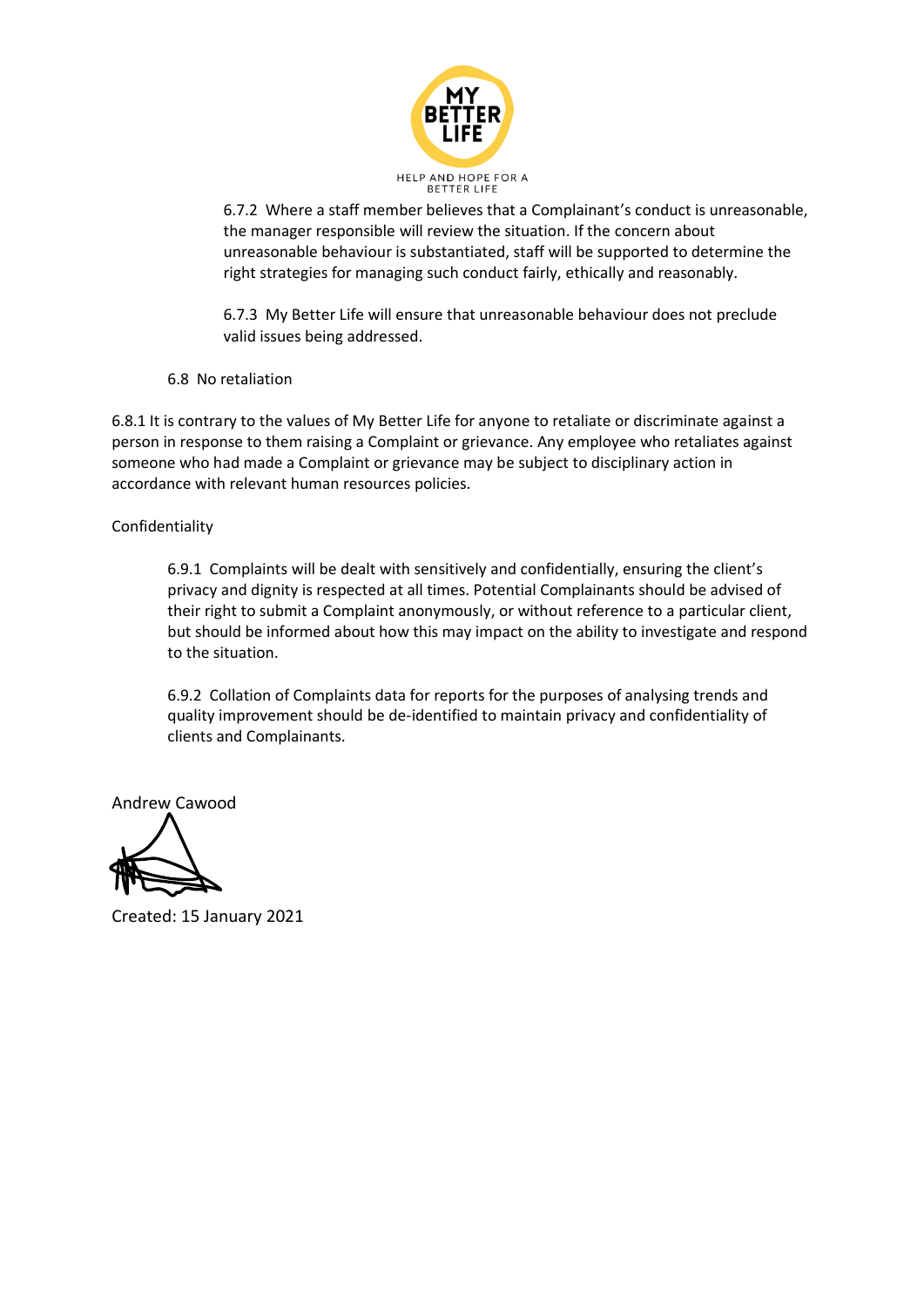6.7.2 Where a staff member believes that a Complainant's conduct is unreasonable, the manager responsible will review the situation. If the concern about unreasonable behaviour is substantiated, staff will be supported to determine the right strategies for managing such conduct fairly, ethically and reasonably.

6.7.3 My Better Life will ensure that unreasonable behaviour does not preclude valid issues being addressed.

6.8 No retaliation

6.8.1 It is contrary to the values of My Better Life for anyone to retaliate or discriminate against a person in response to them raising a Complaint or grievance. Any employee who retaliates against someone who had made a Complaint or grievance may be subject to disciplinary action in accordance with relevant human resources policies.

Confidentiality

6.9.1 Complaints will be dealt with sensitively and confidentially, ensuring the client's privacy and dignity is respected at all times. Potential Complainants should be advised of their right to submit a Complaint anonymously, or without reference to a particular client, but should be informed about how this may impact on the ability to investigate and respond to the situation.

6.9.2 Collation of Complaints data for reports for the purposes of analysing trends and quality improvement should be de-identified to maintain privacy and confidentiality of clients and Complainants.

Andrew Cawood

Created: 15 January 2021